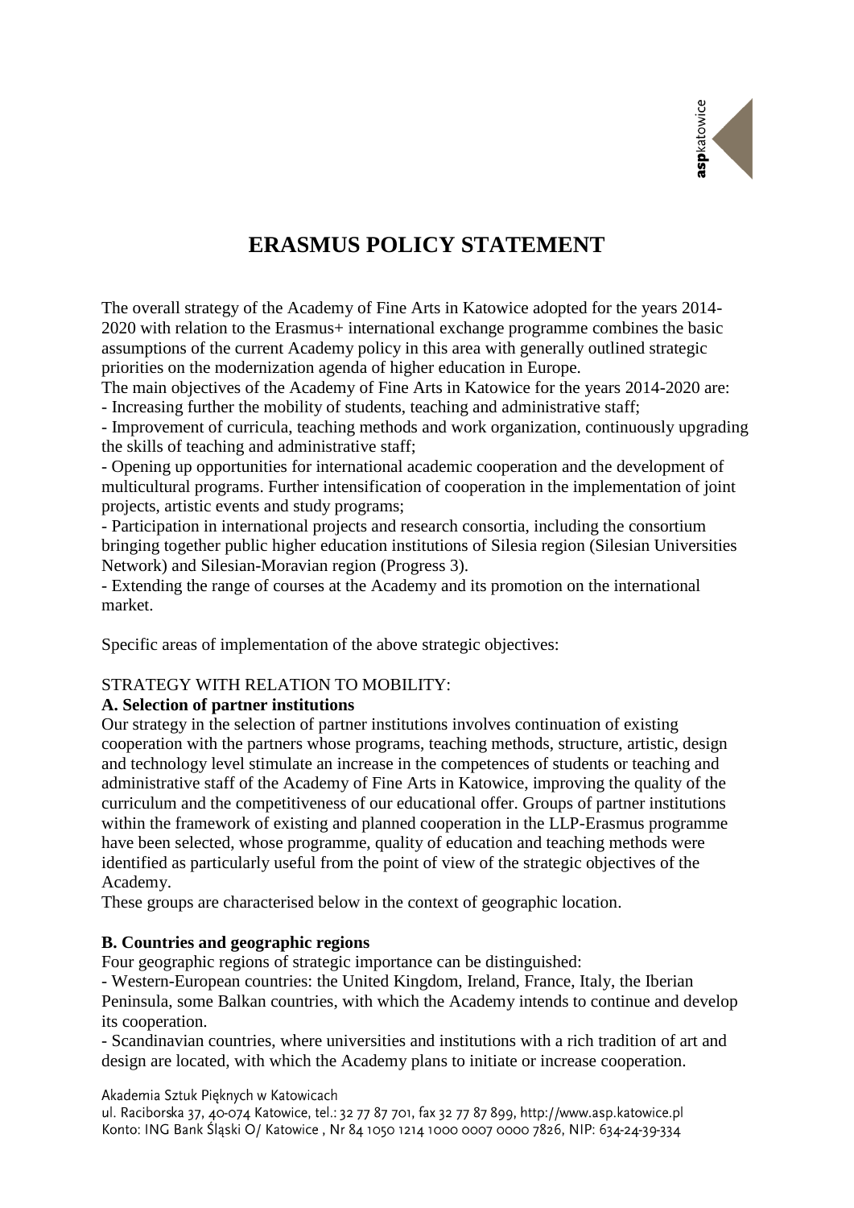# ERASMUS POLICY STATEMENT

The overall strategy of the Academy of Fine Arts in Katowice adopted for the years 2014-2020 with relation to the Erasmus+ international exchange programme combines the basic assumptions of the current Academy policy in this area with generally outlined strategic priorities on the modernization agenda of higher education in Europe.

The main objectives of the Academy of Fine Arts in Katowice for the years 2014-2020 are:

- Increasing further the mobility of students, teaching and administrative staff;
- Improvement of curricula, teaching methods and work organization, continuously upgrading the skills of teaching and administrative staff;
- Opening up opportunities for international academic cooperation and the development of multicultural programs. Further intensification of cooperation in the implementation of joint projects, artistic events and study programs;
- Participation in international projects and research consortia, including the consortium bringing together public higher education institutions of Silesia region (Silesian Universities Network) and Silesian-Moravian region (Progress 3).
- Extending the range of courses at the Academy and its promotion on the international market.

Specific areas of implementation of the above strategic objectives:

STRATEGY WITH RELATION TO MOBILITY:

**A. Selection of partner institutions**

Our strategy in the selection of partner institutions involves continuation of existing cooperation with the partners whose programs, teaching methods, structure, artistic, design and technology level stimulate an increase in the competences of students or teaching and administrative staff of the Academy of Fine Arts in Katowice, improving the quality of the curriculum and the competitiveness of our educational offer. Groups of partner institutions within the framework of existing and planned cooperation in the LLP-Erasmus programme have been selected, whose programme, quality of education and teaching methods were identified as particularly useful from the point of view of the strategic objectives of the Academy.

These groups are characterised below in the context of geographic location.

**B. Countries and geographic regions**

Four geographic regions of strategic importance can be distinguished:

- Western-European countries: the United Kingdom, Ireland, France, Italy, the Iberian Peninsula, some Balkan countries, with which the Academy intends to continue and develop its cooperation.
- Scandinavian countries, where universities and institutions with a rich tradition of art and design are located, with which the Academy plans to initiate or increase cooperation.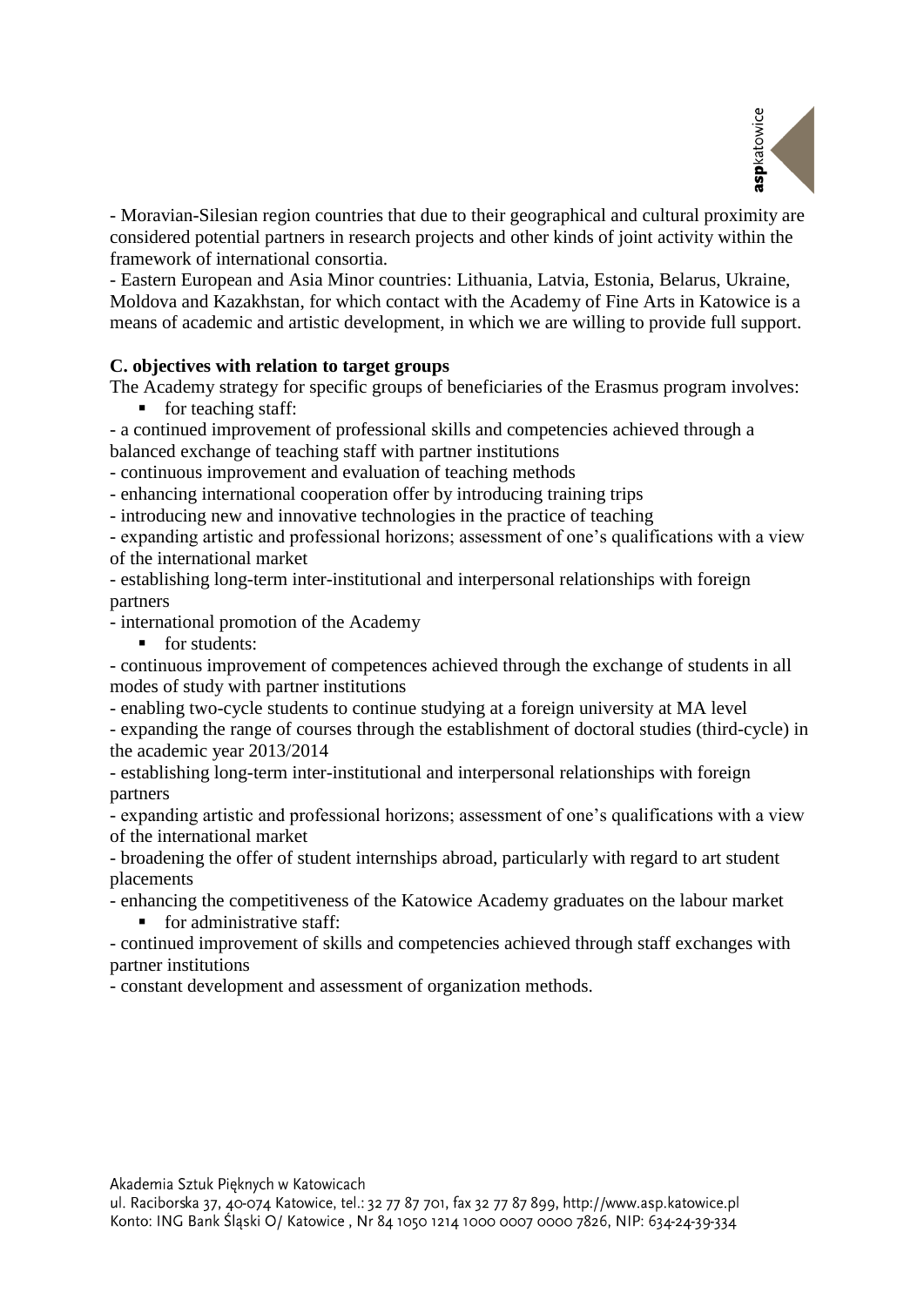- Moravian-Silesian region countries that due to their geographical and cultural proximity are considered potential partners in research projects and other kinds of joint activity within the framework of international consortia.

- Eastern European and Asia Minor countries: Lithuania, Latvia, Estonia, Belarus, Ukraine, Moldova and Kazakhstan, for which contact with the Academy of Fine Arts in Katowice is a means of academic and artistic development, in which we are willing to provide full support.

**C. objectives with relation to target groups**

The Academy strategy for specific groups of beneficiaries of the Erasmus program involves:

- for teaching staff:

- a continued improvement of professional skills and competencies achieved through a balanced exchange of teaching staff with partner institutions
- continuous improvement and evaluation of teaching methods
- enhancing international cooperation offer by introducing training trips
- introducing new and innovative technologies in the practice of teaching
- expanding artistic and professional horizons; assessment of one's qualifications with a view of the international market
- establishing long-term inter-institutional and interpersonal relationships with foreign partners
- international promotion of the Academy

- for students:

- continuous improvement of competences achieved through the exchange of students in all modes of study with partner institutions
- enabling two-cycle students to continue studying at a foreign university at MA level
- expanding the range of courses through the establishment of doctoral studies (third-cycle) in the academic year 2013/2014
- establishing long-term inter-institutional and interpersonal relationships with foreign partners
- expanding artistic and professional horizons; assessment of one's qualifications with a view of the international market
- broadening the offer of student internships abroad, particularly with regard to art student placements
- enhancing the competitiveness of the Katowice Academy graduates on the labour market

- for administrative staff:

- continued improvement of skills and competencies achieved through staff exchanges with partner institutions
- constant development and assessment of organization methods.